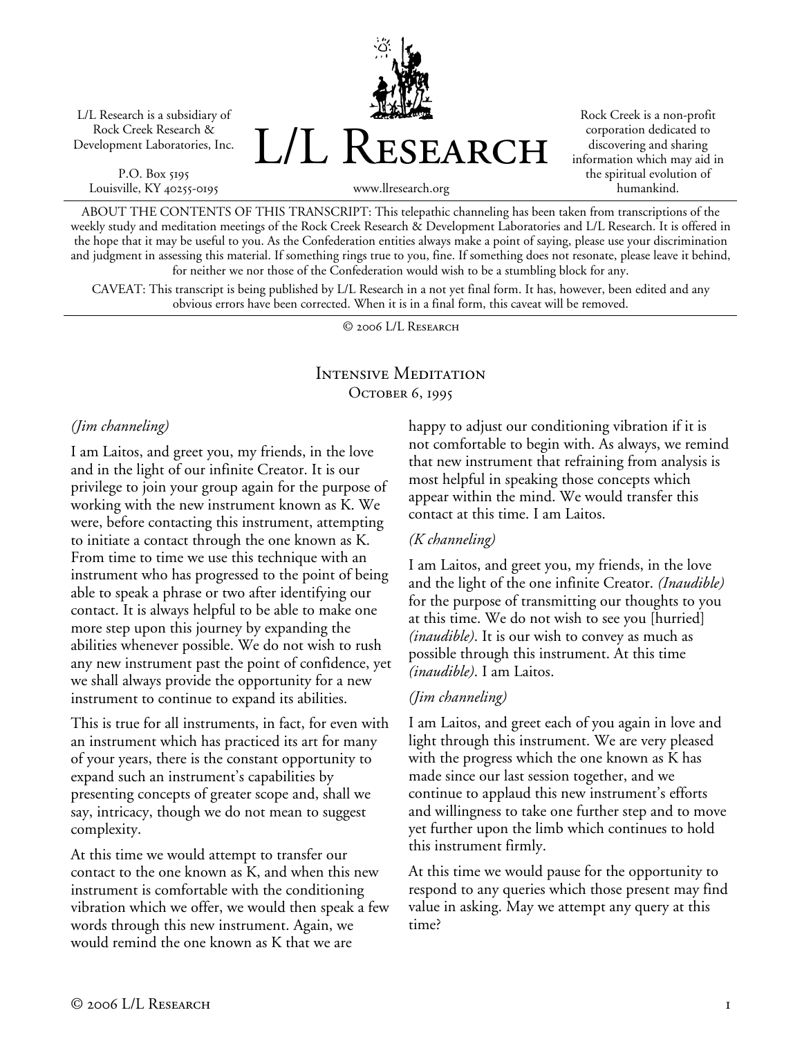L/L Research is a subsidiary of Rock Creek Research & Development Laboratories, Inc.

P.O. Box 5195
Louisville, KY 40255-0195

# L/L Research

www.llresearch.org

Rock Creek is a non-profit corporation dedicated to discovering and sharing information which may aid in the spiritual evolution of humankind.

ABOUT THE CONTENTS OF THIS TRANSCRIPT: This telepathic channeling has been taken from transcriptions of the weekly study and meditation meetings of the Rock Creek Research & Development Laboratories and L/L Research. It is offered in the hope that it may be useful to you. As the Confederation entities always make a point of saying, please use your discrimination and judgment in assessing this material. If something rings true to you, fine. If something does not resonate, please leave it behind, for neither we nor those of the Confederation would wish to be a stumbling block for any.

CAVEAT: This transcript is being published by L/L Research in a not yet final form. It has, however, been edited and any obvious errors have been corrected. When it is in a final form, this caveat will be removed.

© 2006 L/L Research

## Intensive Meditation
## October 6, 1995

*(Jim channeling)*

I am Laitos, and greet you, my friends, in the love and in the light of our infinite Creator. It is our privilege to join your group again for the purpose of working with the new instrument known as K. We were, before contacting this instrument, attempting to initiate a contact through the one known as K. From time to time we use this technique with an instrument who has progressed to the point of being able to speak a phrase or two after identifying our contact. It is always helpful to be able to make one more step upon this journey by expanding the abilities whenever possible. We do not wish to rush any new instrument past the point of confidence, yet we shall always provide the opportunity for a new instrument to continue to expand its abilities.

This is true for all instruments, in fact, for even with an instrument which has practiced its art for many of your years, there is the constant opportunity to expand such an instrument's capabilities by presenting concepts of greater scope and, shall we say, intricacy, though we do not mean to suggest complexity.

At this time we would attempt to transfer our contact to the one known as K, and when this new instrument is comfortable with the conditioning vibration which we offer, we would then speak a few words through this new instrument. Again, we would remind the one known as K that we are happy to adjust our conditioning vibration if it is not comfortable to begin with. As always, we remind that new instrument that refraining from analysis is most helpful in speaking those concepts which appear within the mind. We would transfer this contact at this time. I am Laitos.

*(K channeling)*

I am Laitos, and greet you, my friends, in the love and the light of the one infinite Creator. *(Inaudible)* for the purpose of transmitting our thoughts to you at this time. We do not wish to see you [hurried] *(inaudible)*. It is our wish to convey as much as possible through this instrument. At this time *(inaudible)*. I am Laitos.

*(Jim channeling)*

I am Laitos, and greet each of you again in love and light through this instrument. We are very pleased with the progress which the one known as K has made since our last session together, and we continue to applaud this new instrument's efforts and willingness to take one further step and to move yet further upon the limb which continues to hold this instrument firmly.

At this time we would pause for the opportunity to respond to any queries which those present may find value in asking. May we attempt any query at this time?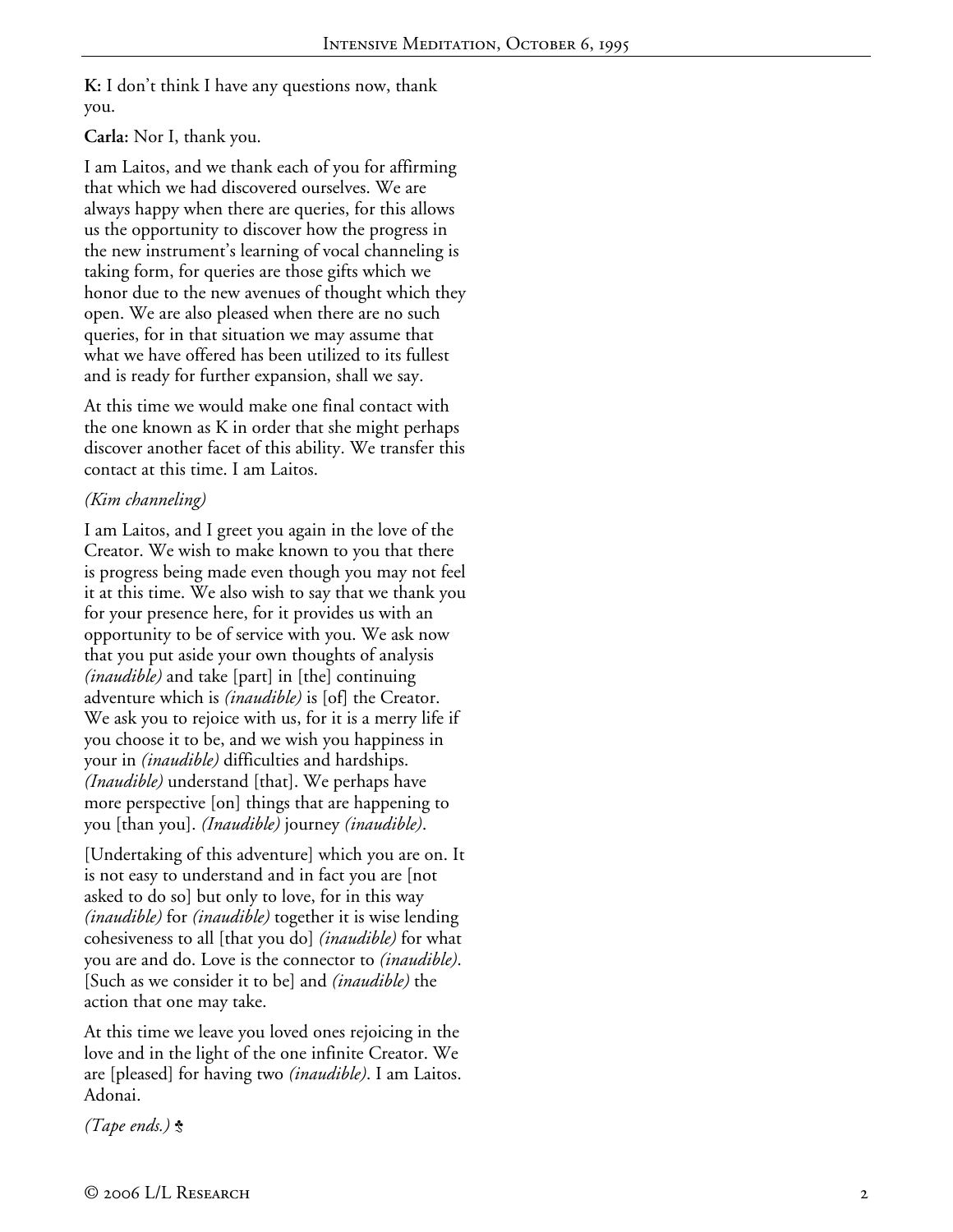**K:** I don't think I have any questions now, thank you.

**Carla:** Nor I, thank you.

I am Laitos, and we thank each of you for affirming that which we had discovered ourselves. We are always happy when there are queries, for this allows us the opportunity to discover how the progress in the new instrument's learning of vocal channeling is taking form, for queries are those gifts which we honor due to the new avenues of thought which they open. We are also pleased when there are no such queries, for in that situation we may assume that what we have offered has been utilized to its fullest and is ready for further expansion, shall we say.

At this time we would make one final contact with the one known as K in order that she might perhaps discover another facet of this ability. We transfer this contact at this time. I am Laitos.

*(Kim channeling)*

I am Laitos, and I greet you again in the love of the Creator. We wish to make known to you that there is progress being made even though you may not feel it at this time. We also wish to say that we thank you for your presence here, for it provides us with an opportunity to be of service with you. We ask now that you put aside your own thoughts of analysis *(inaudible)* and take [part] in [the] continuing adventure which is *(inaudible)* is [of] the Creator. We ask you to rejoice with us, for it is a merry life if you choose it to be, and we wish you happiness in your in *(inaudible)* difficulties and hardships. *(Inaudible)* understand [that]. We perhaps have more perspective [on] things that are happening to you [than you]. *(Inaudible)* journey *(inaudible)*.

[Undertaking of this adventure] which you are on. It is not easy to understand and in fact you are [not asked to do so] but only to love, for in this way *(inaudible)* for *(inaudible)* together it is wise lending cohesiveness to all [that you do] *(inaudible)* for what you are and do. Love is the connector to *(inaudible)*. [Such as we consider it to be] and *(inaudible)* the action that one may take.

At this time we leave you loved ones rejoicing in the love and in the light of the one infinite Creator. We are [pleased] for having two *(inaudible)*. I am Laitos. Adonai.

*(Tape ends.)*